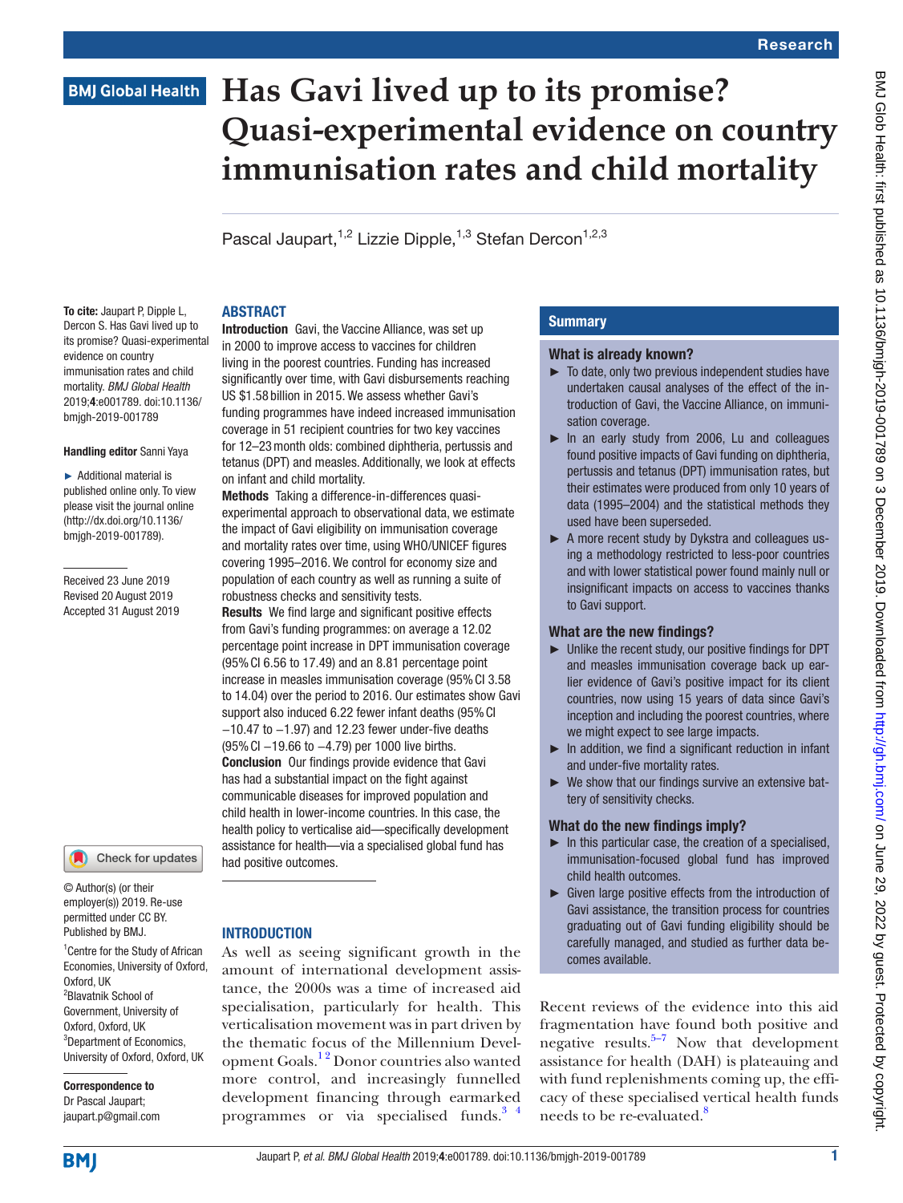# Has Gavi lived up to its promise? Quasi-experimental evidence on country immunisation rates and child mortality

Pascal Jaupart,[1,2] Lizzie Dipple,[1,3] Stefan Dercon[1,2,3]

**To cite:** Jaupart P, Dipple L, Dercon S. Has Gavi lived up to its promise? Quasi-experimental evidence on country immunisation rates and child mortality. *BMJ Global Health* 2019;**4**:e001789. doi:10.1136/bmjgh-2019-001789

**Handling editor** Sanni Yaya

► Additional material is published online only. To view please visit the journal online (http://dx.doi.org/10.1136/bmjgh-2019-001789).

Received 23 June 2019
Revised 20 August 2019
Accepted 31 August 2019

© Author(s) (or their employer(s)) 2019. Re-use permitted under CC BY. Published by BMJ.

[1]Centre for the Study of African Economies, University of Oxford, Oxford, UK
[2]Blavatnik School of Government, University of Oxford, Oxford, UK
[3]Department of Economics, University of Oxford, Oxford, UK

**Correspondence to**
Dr Pascal Jaupart;
jaupart.p@gmail.com

## ABSTRACT

**Introduction** Gavi, the Vaccine Alliance, was set up in 2000 to improve access to vaccines for children living in the poorest countries. Funding has increased significantly over time, with Gavi disbursements reaching US \$1.58 billion in 2015. We assess whether Gavi's funding programmes have indeed increased immunisation coverage in 51 recipient countries for two key vaccines for 12–23 month olds: combined diphtheria, pertussis and tetanus (DPT) and measles. Additionally, we look at effects on infant and child mortality.

**Methods** Taking a difference-in-differences quasi-experimental approach to observational data, we estimate the impact of Gavi eligibility on immunisation coverage and mortality rates over time, using WHO/UNICEF figures covering 1995–2016. We control for economy size and population of each country as well as running a suite of robustness checks and sensitivity tests.

**Results** We find large and significant positive effects from Gavi's funding programmes: on average a 12.02 percentage point increase in DPT immunisation coverage (95% CI 6.56 to 17.49) and an 8.81 percentage point increase in measles immunisation coverage (95% CI 3.58 to 14.04) over the period to 2016. Our estimates show Gavi support also induced 6.22 fewer infant deaths (95% CI −10.47 to −1.97) and 12.23 fewer under-five deaths (95% CI −19.66 to −4.79) per 1000 live births.

**Conclusion** Our findings provide evidence that Gavi has had a substantial impact on the fight against communicable diseases for improved population and child health in lower-income countries. In this case, the health policy to verticalise aid—specifically development assistance for health—via a specialised global fund has had positive outcomes.

## Summary

### What is already known?

- To date, only two previous independent studies have undertaken causal analyses of the effect of the introduction of Gavi, the Vaccine Alliance, on immunisation coverage.
- In an early study from 2006, Lu and colleagues found positive impacts of Gavi funding on diphtheria, pertussis and tetanus (DPT) immunisation rates, but their estimates were produced from only 10 years of data (1995–2004) and the statistical methods they used have been superseded.
- A more recent study by Dykstra and colleagues using a methodology restricted to less-poor countries and with lower statistical power found mainly null or insignificant impacts on access to vaccines thanks to Gavi support.

### What are the new findings?

- Unlike the recent study, our positive findings for DPT and measles immunisation coverage back up earlier evidence of Gavi's positive impact for its client countries, now using 15 years of data since Gavi's inception and including the poorest countries, where we might expect to see large impacts.
- In addition, we find a significant reduction in infant and under-five mortality rates.
- We show that our findings survive an extensive battery of sensitivity checks.

### What do the new findings imply?

- In this particular case, the creation of a specialised, immunisation-focused global fund has improved child health outcomes.
- Given large positive effects from the introduction of Gavi assistance, the transition process for countries graduating out of Gavi funding eligibility should be carefully managed, and studied as further data becomes available.

## INTRODUCTION

As well as seeing significant growth in the amount of international development assistance, the 2000s was a time of increased aid specialisation, particularly for health. This verticalisation movement was in part driven by the thematic focus of the Millennium Development Goals.[1,2] Donor countries also wanted more control, and increasingly funnelled development financing through earmarked programmes or via specialised funds.[3,4] Recent reviews of the evidence into this aid fragmentation have found both positive and negative results.[5–7] Now that development assistance for health (DAH) is plateauing and with fund replenishments coming up, the efficacy of these specialised vertical health funds needs to be re-evaluated.[8]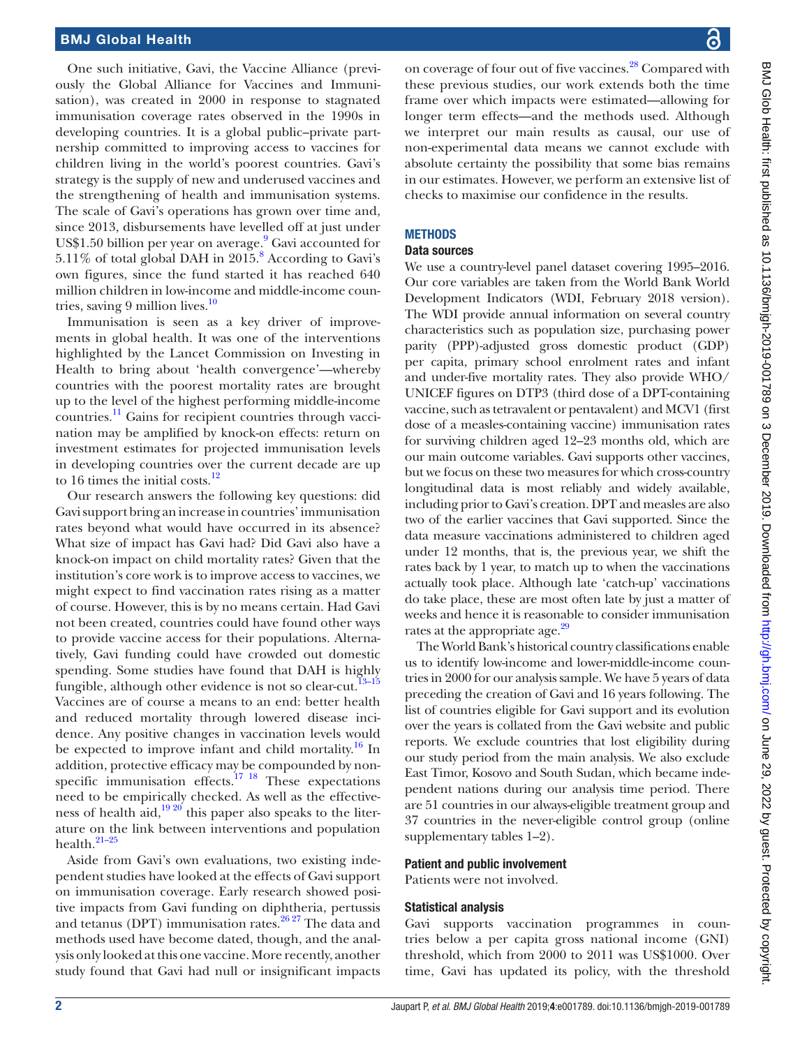One such initiative, Gavi, the Vaccine Alliance (previously the Global Alliance for Vaccines and Immunisation), was created in 2000 in response to stagnated immunisation coverage rates observed in the 1990s in developing countries. It is a global public–private partnership committed to improving access to vaccines for children living in the world's poorest countries. Gavi's strategy is the supply of new and underused vaccines and the strengthening of health and immunisation systems. The scale of Gavi's operations has grown over time and, since 2013, disbursements have levelled off at just under US$1.50 billion per year on average.[9] Gavi accounted for 5.11% of total global DAH in 2015.[8] According to Gavi's own figures, since the fund started it has reached 640 million children in low-income and middle-income countries, saving 9 million lives.[10]

Immunisation is seen as a key driver of improvements in global health. It was one of the interventions highlighted by the Lancet Commission on Investing in Health to bring about 'health convergence'—whereby countries with the poorest mortality rates are brought up to the level of the highest performing middle-income countries.[11] Gains for recipient countries through vaccination may be amplified by knock-on effects: return on investment estimates for projected immunisation levels in developing countries over the current decade are up to 16 times the initial costs.[12]

Our research answers the following key questions: did Gavi support bring an increase in countries' immunisation rates beyond what would have occurred in its absence? What size of impact has Gavi had? Did Gavi also have a knock-on impact on child mortality rates? Given that the institution's core work is to improve access to vaccines, we might expect to find vaccination rates rising as a matter of course. However, this is by no means certain. Had Gavi not been created, countries could have found other ways to provide vaccine access for their populations. Alternatively, Gavi funding could have crowded out domestic spending. Some studies have found that DAH is highly fungible, although other evidence is not so clear-cut.[13–15] Vaccines are of course a means to an end: better health and reduced mortality through lowered disease incidence. Any positive changes in vaccination levels would be expected to improve infant and child mortality.[16] In addition, protective efficacy may be compounded by non-specific immunisation effects.[17 18] These expectations need to be empirically checked. As well as the effectiveness of health aid,[19 20] this paper also speaks to the literature on the link between interventions and population health.[21–25]

Aside from Gavi's own evaluations, two existing independent studies have looked at the effects of Gavi support on immunisation coverage. Early research showed positive impacts from Gavi funding on diphtheria, pertussis and tetanus (DPT) immunisation rates.[26 27] The data and methods used have become dated, though, and the analysis only looked at this one vaccine. More recently, another study found that Gavi had null or insignificant impacts on coverage of four out of five vaccines.[28] Compared with these previous studies, our work extends both the time frame over which impacts were estimated—allowing for longer term effects—and the methods used. Although we interpret our main results as causal, our use of non-experimental data means we cannot exclude with absolute certainty the possibility that some bias remains in our estimates. However, we perform an extensive list of checks to maximise our confidence in the results.

## METHODS

### Data sources

We use a country-level panel dataset covering 1995–2016. Our core variables are taken from the World Bank World Development Indicators (WDI, February 2018 version). The WDI provide annual information on several country characteristics such as population size, purchasing power parity (PPP)-adjusted gross domestic product (GDP) per capita, primary school enrolment rates and infant and under-five mortality rates. They also provide WHO/UNICEF figures on DTP3 (third dose of a DPT-containing vaccine, such as tetravalent or pentavalent) and MCV1 (first dose of a measles-containing vaccine) immunisation rates for surviving children aged 12–23 months old, which are our main outcome variables. Gavi supports other vaccines, but we focus on these two measures for which cross-country longitudinal data is most reliably and widely available, including prior to Gavi's creation. DPT and measles are also two of the earlier vaccines that Gavi supported. Since the data measure vaccinations administered to children aged under 12 months, that is, the previous year, we shift the rates back by 1 year, to match up to when the vaccinations actually took place. Although late 'catch-up' vaccinations do take place, these are most often late by just a matter of weeks and hence it is reasonable to consider immunisation rates at the appropriate age.[29]

The World Bank's historical country classifications enable us to identify low-income and lower-middle-income countries in 2000 for our analysis sample. We have 5 years of data preceding the creation of Gavi and 16 years following. The list of countries eligible for Gavi support and its evolution over the years is collated from the Gavi website and public reports. We exclude countries that lost eligibility during our study period from the main analysis. We also exclude East Timor, Kosovo and South Sudan, which became independent nations during our analysis time period. There are 51 countries in our always-eligible treatment group and 37 countries in the never-eligible control group (online supplementary tables 1–2).

### Patient and public involvement

Patients were not involved.

### Statistical analysis

Gavi supports vaccination programmes in countries below a per capita gross national income (GNI) threshold, which from 2000 to 2011 was US$1000. Over time, Gavi has updated its policy, with the threshold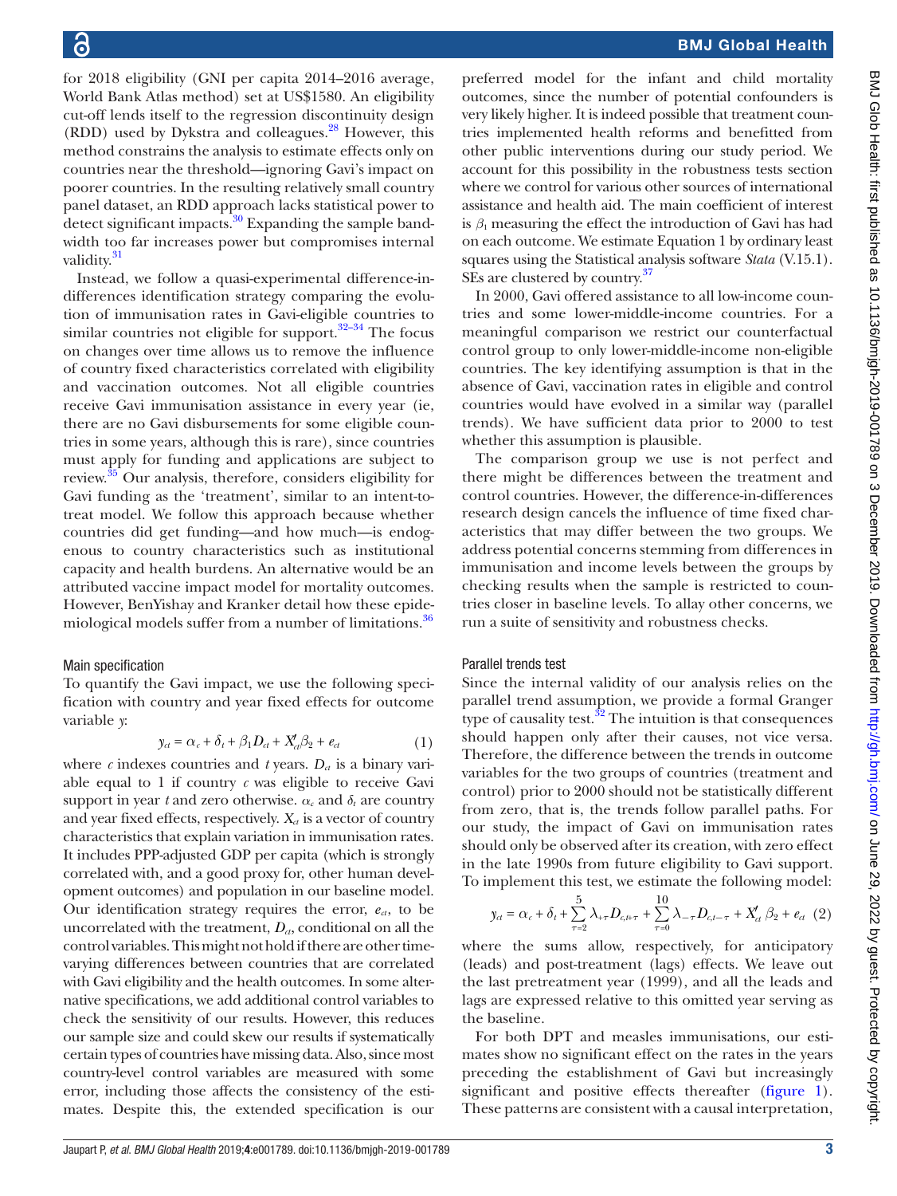for 2018 eligibility (GNI per capita 2014–2016 average, World Bank Atlas method) set at US$1580. An eligibility cut-off lends itself to the regression discontinuity design (RDD) used by Dykstra and colleagues.[28] However, this method constrains the analysis to estimate effects only on countries near the threshold—ignoring Gavi's impact on poorer countries. In the resulting relatively small country panel dataset, an RDD approach lacks statistical power to detect significant impacts.[30] Expanding the sample bandwidth too far increases power but compromises internal validity.[31]

Instead, we follow a quasi-experimental difference-in-differences identification strategy comparing the evolution of immunisation rates in Gavi-eligible countries to similar countries not eligible for support.[32–34] The focus on changes over time allows us to remove the influence of country fixed characteristics correlated with eligibility and vaccination outcomes. Not all eligible countries receive Gavi immunisation assistance in every year (ie, there are no Gavi disbursements for some eligible countries in some years, although this is rare), since countries must apply for funding and applications are subject to review.[35] Our analysis, therefore, considers eligibility for Gavi funding as the 'treatment', similar to an intent-to-treat model. We follow this approach because whether countries did get funding—and how much—is endogenous to country characteristics such as institutional capacity and health burdens. An alternative would be an attributed vaccine impact model for mortality outcomes. However, BenYishay and Kranker detail how these epidemiological models suffer from a number of limitations.[36]

### Main specification

To quantify the Gavi impact, we use the following specification with country and year fixed effects for outcome variable $y$:

$$y_{ct} = \alpha_c + \delta_t + \beta_1 D_{ct} + X'_{ct}\beta_2 + e_{ct} \quad (1)$$

where $c$ indexes countries and $t$ years. $D_{ct}$ is a binary variable equal to 1 if country $c$ was eligible to receive Gavi support in year $t$ and zero otherwise. $\alpha_c$ and $\delta_t$ are country and year fixed effects, respectively. $X_{ct}$ is a vector of country characteristics that explain variation in immunisation rates. It includes PPP-adjusted GDP per capita (which is strongly correlated with, and a good proxy for, other human development outcomes) and population in our baseline model. Our identification strategy requires the error, $e_{ct}$, to be uncorrelated with the treatment, $D_{ct}$, conditional on all the control variables. This might not hold if there are other time-varying differences between countries that are correlated with Gavi eligibility and the health outcomes. In some alternative specifications, we add additional control variables to check the sensitivity of our results. However, this reduces our sample size and could skew our results if systematically certain types of countries have missing data. Also, since most country-level control variables are measured with some error, including those affects the consistency of the estimates. Despite this, the extended specification is our preferred model for the infant and child mortality outcomes, since the number of potential confounders is very likely higher. It is indeed possible that treatment countries implemented health reforms and benefitted from other public interventions during our study period. We account for this possibility in the robustness tests section where we control for various other sources of international assistance and health aid. The main coefficient of interest is $\beta_1$ measuring the effect the introduction of Gavi has had on each outcome. We estimate Equation 1 by ordinary least squares using the Statistical analysis software *Stata* (V.15.1). SEs are clustered by country.[37]

In 2000, Gavi offered assistance to all low-income countries and some lower-middle-income countries. For a meaningful comparison we restrict our counterfactual control group to only lower-middle-income non-eligible countries. The key identifying assumption is that in the absence of Gavi, vaccination rates in eligible and control countries would have evolved in a similar way (parallel trends). We have sufficient data prior to 2000 to test whether this assumption is plausible.

The comparison group we use is not perfect and there might be differences between the treatment and control countries. However, the difference-in-differences research design cancels the influence of time fixed characteristics that may differ between the two groups. We address potential concerns stemming from differences in immunisation and income levels between the groups by checking results when the sample is restricted to countries closer in baseline levels. To allay other concerns, we run a suite of sensitivity and robustness checks.

### Parallel trends test

Since the internal validity of our analysis relies on the parallel trend assumption, we provide a formal Granger type of causality test.[32] The intuition is that consequences should happen only after their causes, not vice versa. Therefore, the difference between the trends in outcome variables for the two groups of countries (treatment and control) prior to 2000 should not be statistically different from zero, that is, the trends follow parallel paths. For our study, the impact of Gavi on immunisation rates should only be observed after its creation, with zero effect in the late 1990s from future eligibility to Gavi support. To implement this test, we estimate the following model:

$$y_{ct} = \alpha_c + \delta_t + \sum_{\tau=2}^{5} \lambda_{+\tau} D_{c,t+\tau} + \sum_{\tau=0}^{10} \lambda_{-\tau} D_{c,t-\tau} + X'_{ct}\beta_2 + e_{ct} \quad (2)$$

where the sums allow, respectively, for anticipatory (leads) and post-treatment (lags) effects. We leave out the last pretreatment year (1999), and all the leads and lags are expressed relative to this omitted year serving as the baseline.

For both DPT and measles immunisations, our estimates show no significant effect on the rates in the years preceding the establishment of Gavi but increasingly significant and positive effects thereafter (figure 1). These patterns are consistent with a causal interpretation,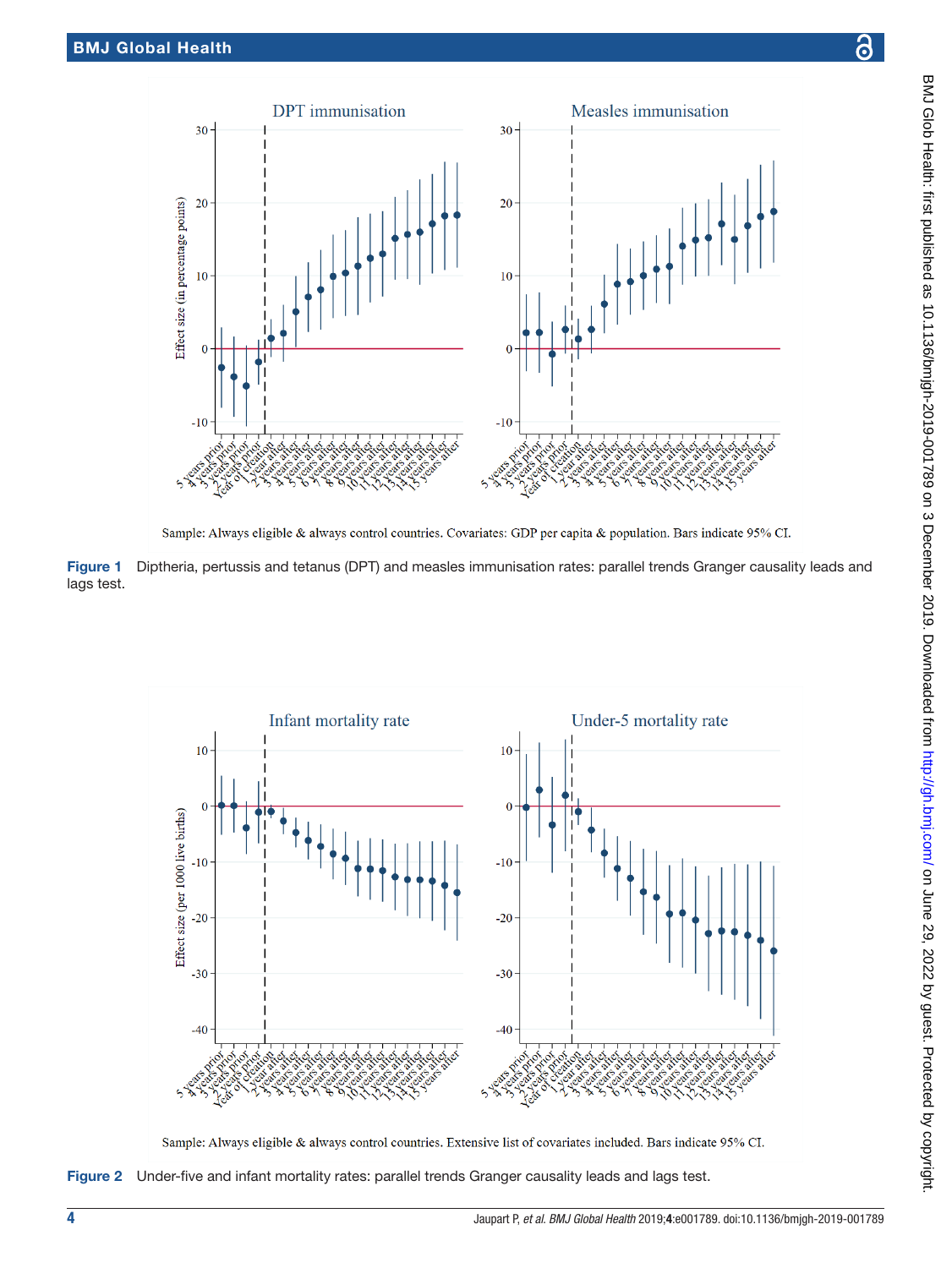Sample: Always eligible & always control countries. Covariates: GDP per capita & population. Bars indicate 95% CI.

**Figure 1** Diptheria, pertussis and tetanus (DPT) and measles immunisation rates: parallel trends Granger causality leads and lags test.

Sample: Always eligible & always control countries. Extensive list of covariates included. Bars indicate 95% CI.

**Figure 2** Under-five and infant mortality rates: parallel trends Granger causality leads and lags test.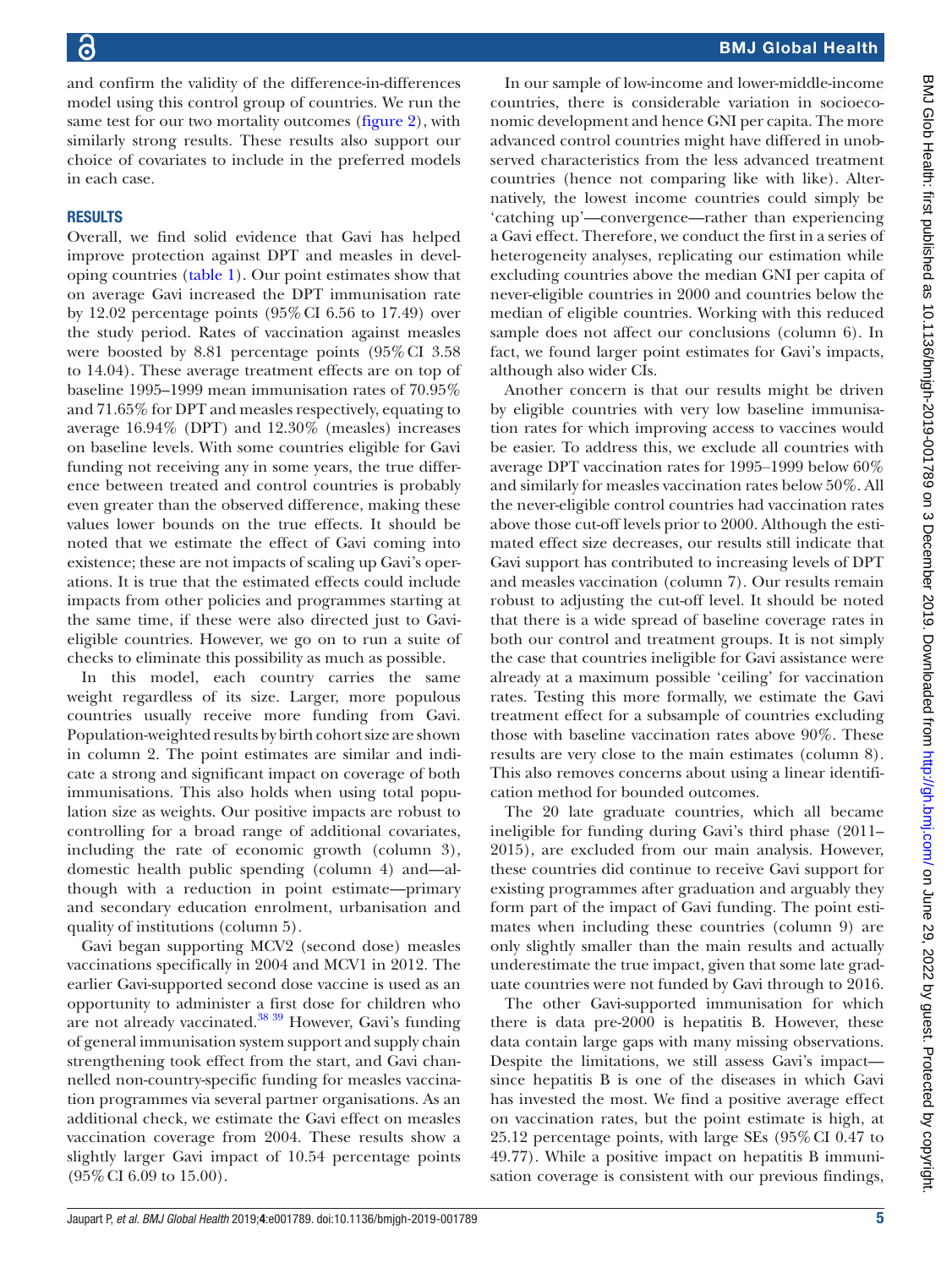and confirm the validity of the difference-in-differences model using this control group of countries. We run the same test for our two mortality outcomes (figure 2), with similarly strong results. These results also support our choice of covariates to include in the preferred models in each case.

## RESULTS

Overall, we find solid evidence that Gavi has helped improve protection against DPT and measles in developing countries (table 1). Our point estimates show that on average Gavi increased the DPT immunisation rate by 12.02 percentage points (95% CI 6.56 to 17.49) over the study period. Rates of vaccination against measles were boosted by 8.81 percentage points (95% CI 3.58 to 14.04). These average treatment effects are on top of baseline 1995–1999 mean immunisation rates of 70.95% and 71.65% for DPT and measles respectively, equating to average 16.94% (DPT) and 12.30% (measles) increases on baseline levels. With some countries eligible for Gavi funding not receiving any in some years, the true difference between treated and control countries is probably even greater than the observed difference, making these values lower bounds on the true effects. It should be noted that we estimate the effect of Gavi coming into existence; these are not impacts of scaling up Gavi's operations. It is true that the estimated effects could include impacts from other policies and programmes starting at the same time, if these were also directed just to Gavi-eligible countries. However, we go on to run a suite of checks to eliminate this possibility as much as possible.

In this model, each country carries the same weight regardless of its size. Larger, more populous countries usually receive more funding from Gavi. Population-weighted results by birth cohort size are shown in column 2. The point estimates are similar and indicate a strong and significant impact on coverage of both immunisations. This also holds when using total population size as weights. Our positive impacts are robust to controlling for a broad range of additional covariates, including the rate of economic growth (column 3), domestic health public spending (column 4) and—although with a reduction in point estimate—primary and secondary education enrolment, urbanisation and quality of institutions (column 5).

Gavi began supporting MCV2 (second dose) measles vaccinations specifically in 2004 and MCV1 in 2012. The earlier Gavi-supported second dose vaccine is used as an opportunity to administer a first dose for children who are not already vaccinated.[38,39] However, Gavi's funding of general immunisation system support and supply chain strengthening took effect from the start, and Gavi channelled non-country-specific funding for measles vaccination programmes via several partner organisations. As an additional check, we estimate the Gavi effect on measles vaccination coverage from 2004. These results show a slightly larger Gavi impact of 10.54 percentage points (95% CI 6.09 to 15.00).

In our sample of low-income and lower-middle-income countries, there is considerable variation in socioeconomic development and hence GNI per capita. The more advanced control countries might have differed in unobserved characteristics from the less advanced treatment countries (hence not comparing like with like). Alternatively, the lowest income countries could simply be 'catching up'—convergence—rather than experiencing a Gavi effect. Therefore, we conduct the first in a series of heterogeneity analyses, replicating our estimation while excluding countries above the median GNI per capita of never-eligible countries in 2000 and countries below the median of eligible countries. Working with this reduced sample does not affect our conclusions (column 6). In fact, we found larger point estimates for Gavi's impacts, although also wider CIs.

Another concern is that our results might be driven by eligible countries with very low baseline immunisation rates for which improving access to vaccines would be easier. To address this, we exclude all countries with average DPT vaccination rates for 1995–1999 below 60% and similarly for measles vaccination rates below 50%. All the never-eligible control countries had vaccination rates above those cut-off levels prior to 2000. Although the estimated effect size decreases, our results still indicate that Gavi support has contributed to increasing levels of DPT and measles vaccination (column 7). Our results remain robust to adjusting the cut-off level. It should be noted that there is a wide spread of baseline coverage rates in both our control and treatment groups. It is not simply the case that countries ineligible for Gavi assistance were already at a maximum possible 'ceiling' for vaccination rates. Testing this more formally, we estimate the Gavi treatment effect for a subsample of countries excluding those with baseline vaccination rates above 90%. These results are very close to the main estimates (column 8). This also removes concerns about using a linear identification method for bounded outcomes.

The 20 late graduate countries, which all became ineligible for funding during Gavi's third phase (2011–2015), are excluded from our main analysis. However, these countries did continue to receive Gavi support for existing programmes after graduation and arguably they form part of the impact of Gavi funding. The point estimates when including these countries (column 9) are only slightly smaller than the main results and actually underestimate the true impact, given that some late graduate countries were not funded by Gavi through to 2016.

The other Gavi-supported immunisation for which there is data pre-2000 is hepatitis B. However, these data contain large gaps with many missing observations. Despite the limitations, we still assess Gavi's impact—since hepatitis B is one of the diseases in which Gavi has invested the most. We find a positive average effect on vaccination rates, but the point estimate is high, at 25.12 percentage points, with large SEs (95% CI 0.47 to 49.77). While a positive impact on hepatitis B immunisation coverage is consistent with our previous findings,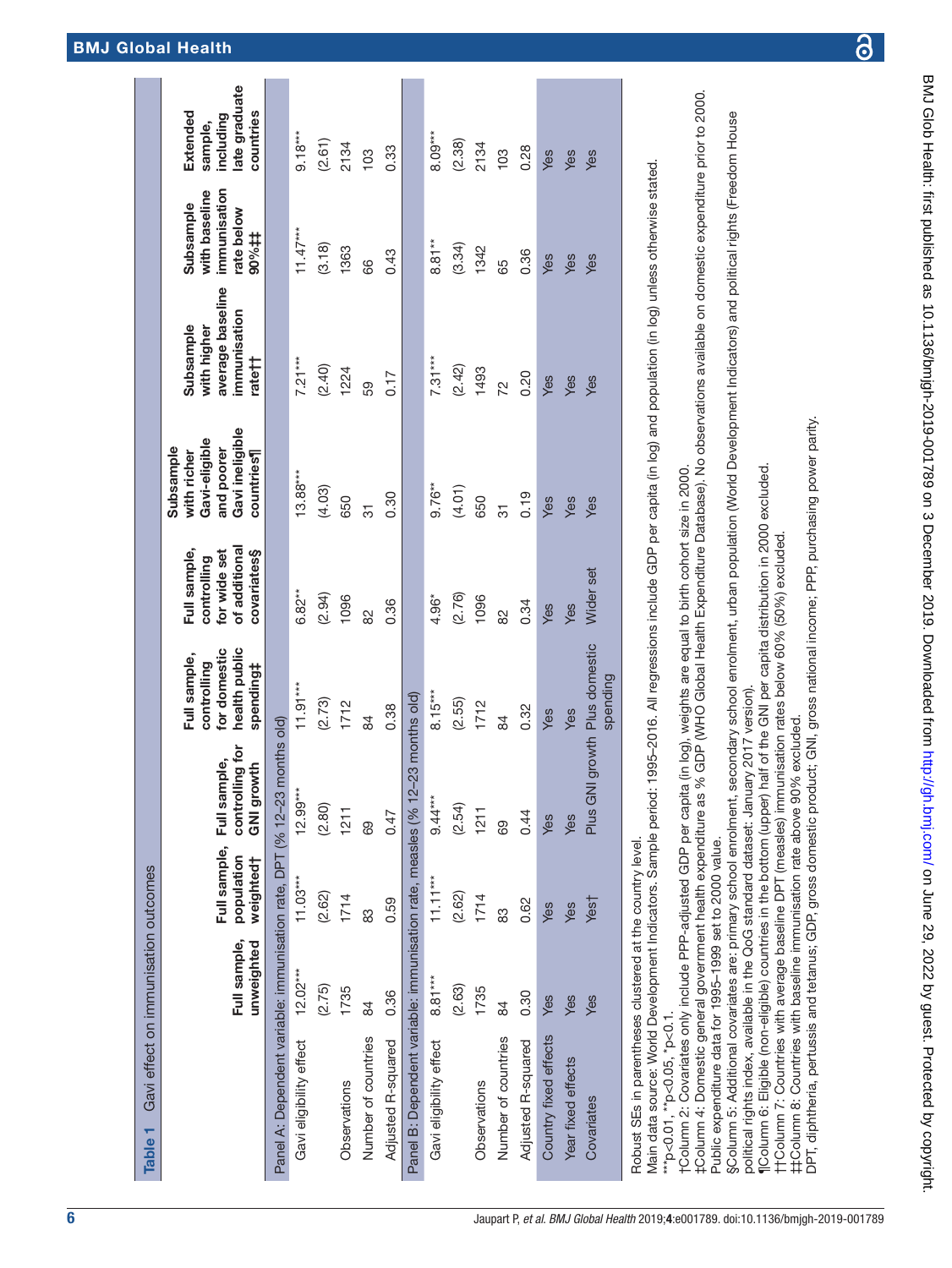**Table 1** Gavi effect on immunisation outcomes

| | Full sample, unweighted | Full sample, population weighted† | Full sample, controlling for GNI growth | Full sample, controlling for domestic health public spending‡ | Full sample, controlling for wide set of additional covariates§ | Subsample with richer Gavi-eligible and poorer Gavi ineligible countries¶ | Subsample with higher average baseline immunisation rate†† | Subsample with baseline immunisation rate below 90%‡‡ | Extended sample, including late graduate countries |
|---|---|---|---|---|---|---|---|---|---|
| **Panel A: Dependent variable: immunisation rate, DPT (% 12–23 months old)** | | | | | | | | | |
| Gavi eligibility effect | 12.02*** | 11.03*** | 12.99*** | 11.91*** | 6.82** | 13.88*** | 7.21*** | 11.47*** | 9.18*** |
| | (2.75) | (2.62) | (2.80) | (2.73) | (2.94) | (4.03) | (2.40) | (3.18) | (2.61) |
| Observations | 1735 | 1714 | 1211 | 1712 | 1096 | 650 | 1224 | 1363 | 2134 |
| Number of countries | 84 | 83 | 69 | 84 | 82 | 31 | 59 | 66 | 103 |
| Adjusted R-squared | 0.36 | 0.59 | 0.47 | 0.38 | 0.36 | 0.30 | 0.17 | 0.43 | 0.33 |
| **Panel B: Dependent variable: immunisation rate, measles (% 12–23 months old)** | | | | | | | | | |
| Gavi eligibility effect | 8.81*** | 11.11*** | 9.44*** | 8.15*** | 4.96* | 9.76** | 7.31*** | 8.81** | 8.09*** |
| | (2.63) | (2.62) | (2.54) | (2.55) | (2.76) | (4.01) | (2.42) | (3.34) | (2.38) |
| Observations | 1735 | 1714 | 1211 | 1712 | 1096 | 650 | 1493 | 1342 | 2134 |
| Number of countries | 84 | 83 | 69 | 84 | 82 | 31 | 72 | 65 | 103 |
| Adjusted R-squared | 0.30 | 0.62 | 0.44 | 0.32 | 0.34 | 0.19 | 0.20 | 0.36 | 0.28 |
| Country fixed effects | Yes | Yes | Yes | Yes | Yes | Yes | Yes | Yes | Yes |
| Year fixed effects | Yes | Yes | Yes | Yes | Yes | Yes | Yes | Yes | Yes |
| Covariates | Yes | Yes† | Plus GNI growth | Plus domestic spending | Wider set | Yes | Yes | Yes | Yes |

Robust SEs in parentheses clustered at the country level.
Main data source: World Development Indicators. Sample period: 1995–2016. All regressions include GDP per capita (in log) and population (in log) unless otherwise stated.
***p<0.01, **p<0.05, *p<0.1.
†Column 2: Covariates only include PPP-adjusted GDP per capita (in log), weights are equal to birth cohort size in 2000.
‡Column 4: Domestic general government health expenditure as % GDP (WHO Global Health Expenditure Database). No observations available on domestic expenditure prior to 2000. Public expenditure data for 1995–1999 set to 2000 value.
§Column 5: Additional covariates are: primary school enrolment, secondary school enrolment, urban population (World Development Indicators) and political rights (Freedom House political rights index, available in the QoG standard dataset: January 2017 version).
¶Column 6: Eligible (non-eligible) countries in the bottom (upper) half of the GNI per capita distribution in 2000 excluded.
††Column 7: Countries with average baseline DPT (measles) immunisation rates below 60% (50%) excluded.
‡‡Column 8: Countries with baseline immunisation rate above 90% excluded.
DPT, diphtheria, pertussis and tetanus; GDP, gross domestic product; GNI, gross national income; PPP, purchasing power parity.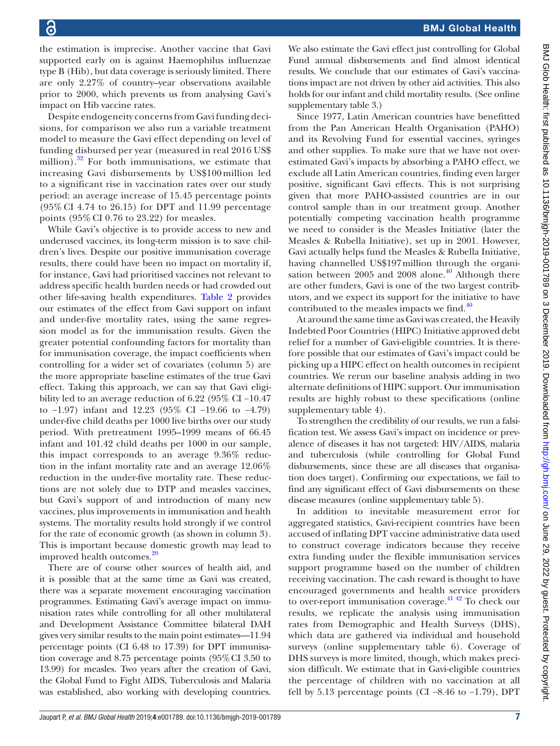the estimation is imprecise. Another vaccine that Gavi supported early on is against Haemophilus influenzae type B (Hib), but data coverage is seriously limited. There are only 2.27% of country–year observations available prior to 2000, which prevents us from analysing Gavi's impact on Hib vaccine rates.

Despite endogeneity concerns from Gavi funding decisions, for comparison we also run a variable treatment model to measure the Gavi effect depending on level of funding disbursed per year (measured in real 2016 US$ million).[32] For both immunisations, we estimate that increasing Gavi disbursements by US$100 million led to a significant rise in vaccination rates over our study period: an average increase of 15.45 percentage points (95% CI 4.74 to 26.15) for DPT and 11.99 percentage points (95% CI 0.76 to 23.22) for measles.

While Gavi's objective is to provide access to new and underused vaccines, its long-term mission is to save children's lives. Despite our positive immunisation coverage results, there could have been no impact on mortality if, for instance, Gavi had prioritised vaccines not relevant to address specific health burden needs or had crowded out other life-saving health expenditures. Table 2 provides our estimates of the effect from Gavi support on infant and under-five mortality rates, using the same regression model as for the immunisation results. Given the greater potential confounding factors for mortality than for immunisation coverage, the impact coefficients when controlling for a wider set of covariates (column 5) are the more appropriate baseline estimates of the true Gavi effect. Taking this approach, we can say that Gavi eligibility led to an average reduction of 6.22 (95% CI −10.47 to −1.97) infant and 12.23 (95% CI −19.66 to −4.79) under-five child deaths per 1000 live births over our study period. With pretreatment 1995–1999 means of 66.45 infant and 101.42 child deaths per 1000 in our sample, this impact corresponds to an average 9.36% reduction in the infant mortality rate and an average 12.06% reduction in the under-five mortality rate. These reductions are not solely due to DTP and measles vaccines, but Gavi's support of and introduction of many new vaccines, plus improvements in immunisation and health systems. The mortality results hold strongly if we control for the rate of economic growth (as shown in column 3). This is important because domestic growth may lead to improved health outcomes.[20]

There are of course other sources of health aid, and it is possible that at the same time as Gavi was created, there was a separate movement encouraging vaccination programmes. Estimating Gavi's average impact on immunisation rates while controlling for all other multilateral and Development Assistance Committee bilateral DAH gives very similar results to the main point estimates—11.94 percentage points (CI 6.48 to 17.39) for DPT immunisation coverage and 8.75 percentage points (95% CI 3.50 to 13.99) for measles. Two years after the creation of Gavi, the Global Fund to Fight AIDS, Tuberculosis and Malaria was established, also working with developing countries. We also estimate the Gavi effect just controlling for Global Fund annual disbursements and find almost identical results. We conclude that our estimates of Gavi's vaccinations impact are not driven by other aid activities. This also holds for our infant and child mortality results. (See online supplementary table 3.)

Since 1977, Latin American countries have benefitted from the Pan American Health Organisation (PAHO) and its Revolving Fund for essential vaccines, syringes and other supplies. To make sure that we have not overestimated Gavi's impacts by absorbing a PAHO effect, we exclude all Latin American countries, finding even larger positive, significant Gavi effects. This is not surprising given that more PAHO-assisted countries are in our control sample than in our treatment group. Another potentially competing vaccination health programme we need to consider is the Measles Initiative (later the Measles & Rubella Initiative), set up in 2001. However, Gavi actually helps fund the Measles & Rubella Initiative, having channelled US$197 million through the organisation between 2005 and 2008 alone.[40] Although there are other funders, Gavi is one of the two largest contributors, and we expect its support for the initiative to have contributed to the measles impacts we find.[40]

At around the same time as Gavi was created, the Heavily Indebted Poor Countries (HIPC) Initiative approved debt relief for a number of Gavi-eligible countries. It is therefore possible that our estimates of Gavi's impact could be picking up a HIPC effect on health outcomes in recipient countries. We rerun our baseline analysis adding in two alternate definitions of HIPC support. Our immunisation results are highly robust to these specifications (online supplementary table 4).

To strengthen the credibility of our results, we run a falsification test. We assess Gavi's impact on incidence or prevalence of diseases it has not targeted: HIV/AIDS, malaria and tuberculosis (while controlling for Global Fund disbursements, since these are all diseases that organisation does target). Confirming our expectations, we fail to find any significant effect of Gavi disbursements on these disease measures (online supplementary table 5).

In addition to inevitable measurement error for aggregated statistics, Gavi-recipient countries have been accused of inflating DPT vaccine administrative data used to construct coverage indicators because they receive extra funding under the flexible immunisation services support programme based on the number of children receiving vaccination. The cash reward is thought to have encouraged governments and health service providers to over-report immunisation coverage.[41,42] To check our results, we replicate the analysis using immunisation rates from Demographic and Health Surveys (DHS), which data are gathered via individual and household surveys (online supplementary table 6). Coverage of DHS surveys is more limited, though, which makes precision difficult. We estimate that in Gavi-eligible countries the percentage of children with no vaccination at all fell by 5.13 percentage points (CI −8.46 to −1.79), DPT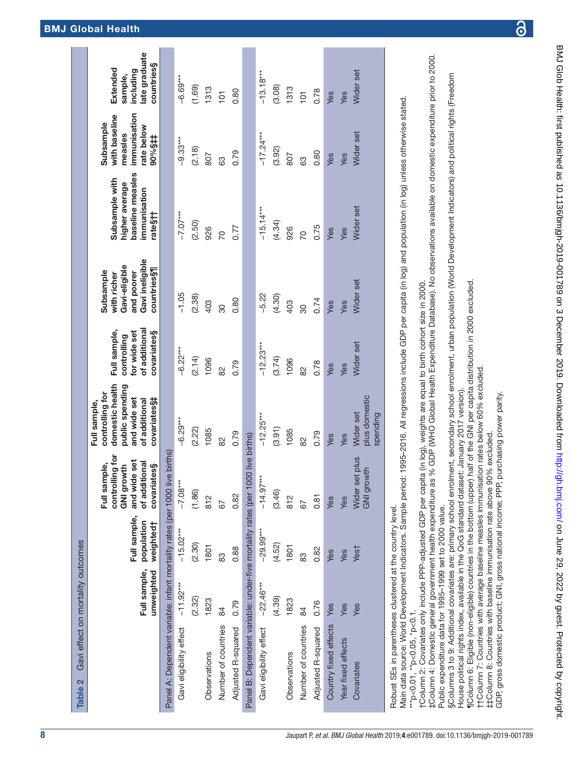**Table 2** Gavi effect on mortality outcomes

| | Full sample, unweighted | Full sample, population weighted† | Full sample, controlling for GNI growth and wide set of additional covariates§ | Full sample, controlling for domestic health public spending and wide set of additional covariates§‡ | Full sample, controlling for wide set of additional covariates§ | Subsample with richer Gavi-eligible and poorer Gavi ineligible countries§¶ | Subsample with higher average baseline measles immunisation rate§†† | Subsample with baseline measles immunisation rate below 90%§‡‡ | Extended sample, including late graduate countries§ |
|---|---|---|---|---|---|---|---|---|---|
| **Panel A: Dependent variable: infant mortality rates (per 1000 live births)** | | | | | | | | | |
| Gavi eligibility effect | −11.92*** | −15.02*** | −7.08*** | −6.29*** | −6.22*** | −1.05 | −7.07*** | −9.33*** | −6.69*** |
| | (2.32) | (2.30) | (1.86) | (2.22) | (2.14) | (2.38) | (2.50) | (2.18) | (1.69) |
| Observations | 1823 | 1801 | 812 | 1085 | 1096 | 403 | 926 | 807 | 1313 |
| Number of countries | 84 | 83 | 67 | 82 | 82 | 30 | 70 | 63 | 101 |
| Adjusted R-squared | 0.79 | 0.88 | 0.82 | 0.79 | 0.79 | 0.80 | 0.77 | 0.79 | 0.80 |
| **Panel B: Dependent variable: under-five mortality rates (per 1000 live births)** | | | | | | | | | |
| Gavi eligibility effect | −22.46*** | −29.99*** | −14.97*** | −12.25*** | −12.23*** | −5.22 | −15.14*** | −17.24*** | −13.18*** |
| | (4.39) | (4.52) | (3.46) | (3.91) | (3.74) | (4.30) | (4.34) | (3.92) | (3.08) |
| Observations | 1823 | 1801 | 812 | 1085 | 1096 | 403 | 926 | 807 | 1313 |
| Number of countries | 84 | 83 | 67 | 82 | 82 | 30 | 70 | 63 | 101 |
| Adjusted R-squared | 0.76 | 0.82 | 0.81 | 0.79 | 0.78 | 0.74 | 0.75 | 0.80 | 0.78 |
| Country fixed effects | Yes | Yes | Yes | Yes | Yes | Yes | Yes | Yes | Yes |
| Year fixed effects | Yes | Yes | Yes | Yes | Yes | Yes | Yes | Yes | Yes |
| Covariates | Yes | Yes† | Wider set plus GNI growth | Wider set plus domestic spending | Wider set | Wider set | Wider set | Wider set | Wider set |

Robust SEs in parentheses clustered at the country level.
Main data source: World Development Indicators. Sample period: 1995–2016. All regressions include GDP per capita (in log) and population (in log) unless otherwise stated.
***p<0.01, **p<0.05, *p<0.1.
†Column 2: Covariates only include PPP-adjusted GDP per capita (in log), weights are equal to birth cohort size in 2000.
‡Column 4: Domestic general government health expenditure as % GDP (WHO Global Health Expenditure Database). No observations available on domestic expenditure prior to 2000. Public expenditure data for 1995–1999 set to 2000 value.
§Columns 3 to 9: Additional covariates are: primary school enrolment, secondary school enrolment, urban population (World Development Indicators) and political rights (Freedom House political rights index, available in the QoG standard dataset: January 2017 version).
¶Column 6: Eligible (non-eligible) countries in the bottom (upper) half of the GNI per capita distribution in 2000 excluded.
††Column 7: Countries with average baseline measles immunisation rates below 60% excluded.
‡‡Column 8: Countries with baseline immunisation rate above 90% excluded.
GDP, gross domestic product; GNI, gross national income; PPP, purchasing power parity.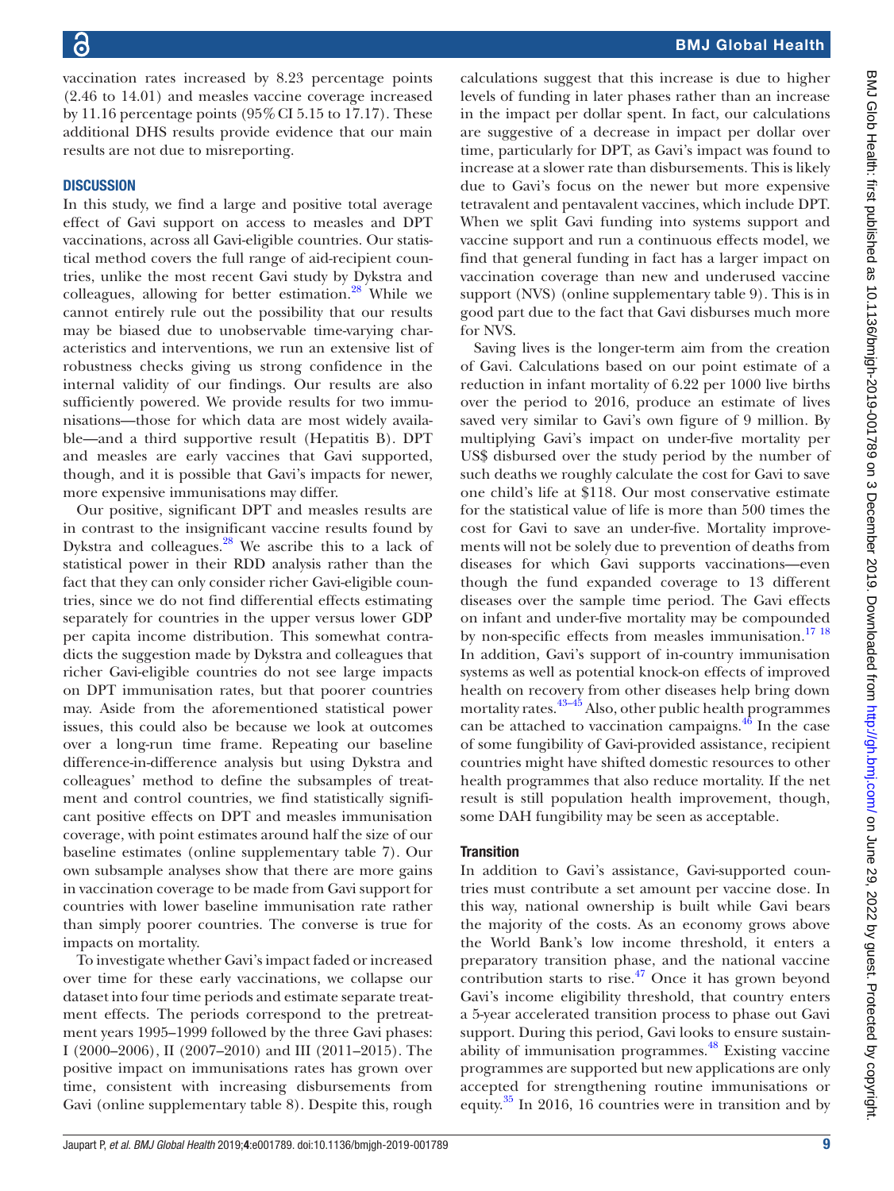vaccination rates increased by 8.23 percentage points (2.46 to 14.01) and measles vaccine coverage increased by 11.16 percentage points (95% CI 5.15 to 17.17). These additional DHS results provide evidence that our main results are not due to misreporting.

## DISCUSSION

In this study, we find a large and positive total average effect of Gavi support on access to measles and DPT vaccinations, across all Gavi-eligible countries. Our statistical method covers the full range of aid-recipient countries, unlike the most recent Gavi study by Dykstra and colleagues, allowing for better estimation.[28] While we cannot entirely rule out the possibility that our results may be biased due to unobservable time-varying characteristics and interventions, we run an extensive list of robustness checks giving us strong confidence in the internal validity of our findings. Our results are also sufficiently powered. We provide results for two immunisations—those for which data are most widely available—and a third supportive result (Hepatitis B). DPT and measles are early vaccines that Gavi supported, though, and it is possible that Gavi's impacts for newer, more expensive immunisations may differ.

Our positive, significant DPT and measles results are in contrast to the insignificant vaccine results found by Dykstra and colleagues.[28] We ascribe this to a lack of statistical power in their RDD analysis rather than the fact that they can only consider richer Gavi-eligible countries, since we do not find differential effects estimating separately for countries in the upper versus lower GDP per capita income distribution. This somewhat contradicts the suggestion made by Dykstra and colleagues that richer Gavi-eligible countries do not see large impacts on DPT immunisation rates, but that poorer countries may. Aside from the aforementioned statistical power issues, this could also be because we look at outcomes over a long-run time frame. Repeating our baseline difference-in-difference analysis but using Dykstra and colleagues' method to define the subsamples of treatment and control countries, we find statistically significant positive effects on DPT and measles immunisation coverage, with point estimates around half the size of our baseline estimates (online supplementary table 7). Our own subsample analyses show that there are more gains in vaccination coverage to be made from Gavi support for countries with lower baseline immunisation rate rather than simply poorer countries. The converse is true for impacts on mortality.

To investigate whether Gavi's impact faded or increased over time for these early vaccinations, we collapse our dataset into four time periods and estimate separate treatment effects. The periods correspond to the pretreatment years 1995–1999 followed by the three Gavi phases: I (2000–2006), II (2007–2010) and III (2011–2015). The positive impact on immunisations rates has grown over time, consistent with increasing disbursements from Gavi (online supplementary table 8). Despite this, rough calculations suggest that this increase is due to higher levels of funding in later phases rather than an increase in the impact per dollar spent. In fact, our calculations are suggestive of a decrease in impact per dollar over time, particularly for DPT, as Gavi's impact was found to increase at a slower rate than disbursements. This is likely due to Gavi's focus on the newer but more expensive tetravalent and pentavalent vaccines, which include DPT. When we split Gavi funding into systems support and vaccine support and run a continuous effects model, we find that general funding in fact has a larger impact on vaccination coverage than new and underused vaccine support (NVS) (online supplementary table 9). This is in good part due to the fact that Gavi disburses much more for NVS.

Saving lives is the longer-term aim from the creation of Gavi. Calculations based on our point estimate of a reduction in infant mortality of 6.22 per 1000 live births over the period to 2016, produce an estimate of lives saved very similar to Gavi's own figure of 9 million. By multiplying Gavi's impact on under-five mortality per US$ disbursed over the study period by the number of such deaths we roughly calculate the cost for Gavi to save one child's life at \$118. Our most conservative estimate for the statistical value of life is more than 500 times the cost for Gavi to save an under-five. Mortality improvements will not be solely due to prevention of deaths from diseases for which Gavi supports vaccinations—even though the fund expanded coverage to 13 different diseases over the sample time period. The Gavi effects on infant and under-five mortality may be compounded by non-specific effects from measles immunisation.[17,18] In addition, Gavi's support of in-country immunisation systems as well as potential knock-on effects of improved health on recovery from other diseases help bring down mortality rates.[43–45] Also, other public health programmes can be attached to vaccination campaigns.[46] In the case of some fungibility of Gavi-provided assistance, recipient countries might have shifted domestic resources to other health programmes that also reduce mortality. If the net result is still population health improvement, though, some DAH fungibility may be seen as acceptable.

### Transition

In addition to Gavi's assistance, Gavi-supported countries must contribute a set amount per vaccine dose. In this way, national ownership is built while Gavi bears the majority of the costs. As an economy grows above the World Bank's low income threshold, it enters a preparatory transition phase, and the national vaccine contribution starts to rise.[47] Once it has grown beyond Gavi's income eligibility threshold, that country enters a 5-year accelerated transition process to phase out Gavi support. During this period, Gavi looks to ensure sustainability of immunisation programmes.[48] Existing vaccine programmes are supported but new applications are only accepted for strengthening routine immunisations or equity.[35] In 2016, 16 countries were in transition and by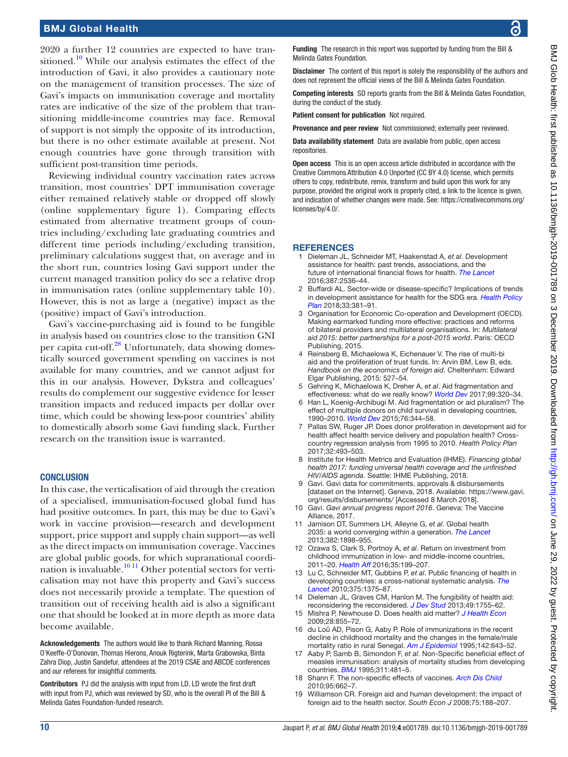2020 a further 12 countries are expected to have transitioned.[10] While our analysis estimates the effect of the introduction of Gavi, it also provides a cautionary note on the management of transition processes. The size of Gavi's impacts on immunisation coverage and mortality rates are indicative of the size of the problem that transitioning middle-income countries may face. Removal of support is not simply the opposite of its introduction, but there is no other estimate available at present. Not enough countries have gone through transition with sufficient post-transition time periods.

Reviewing individual country vaccination rates across transition, most countries' DPT immunisation coverage either remained relatively stable or dropped off slowly (online supplementary figure 1). Comparing effects estimated from alternative treatment groups of countries including/excluding late graduating countries and different time periods including/excluding transition, preliminary calculations suggest that, on average and in the short run, countries losing Gavi support under the current managed transition policy do see a relative drop in immunisation rates (online supplementary table 10). However, this is not as large a (negative) impact as the (positive) impact of Gavi's introduction.

Gavi's vaccine-purchasing aid is found to be fungible in analysis based on countries close to the transition GNI per capita cut-off.[28] Unfortunately, data showing domestically sourced government spending on vaccines is not available for many countries, and we cannot adjust for this in our analysis. However, Dykstra and colleagues' results do complement our suggestive evidence for lesser transition impacts and reduced impacts per dollar over time, which could be showing less-poor countries' ability to domestically absorb some Gavi funding slack. Further research on the transition issue is warranted.

## CONCLUSION

In this case, the verticalisation of aid through the creation of a specialised, immunisation-focused global fund has had positive outcomes. In part, this may be due to Gavi's work in vaccine provision—research and development support, price support and supply chain support—as well as the direct impacts on immunisation coverage. Vaccines are global public goods, for which supranational coordination is invaluable.[10 11] Other potential sectors for verticalisation may not have this property and Gavi's success does not necessarily provide a template. The question of transition out of receiving health aid is also a significant one that should be looked at in more depth as more data become available.

**Acknowledgements** The authors would like to thank Richard Manning, Rossa O'Keeffe-O'Donovan, Thomas Hierons, Anouk Rigterink, Marta Grabowska, Binta Zahra Diop, Justin Sandefur, attendees at the 2019 CSAE and ABCDE conferences and our referees for insightful comments.

**Contributors** PJ did the analysis with input from LD. LD wrote the first draft with input from PJ, which was reviewed by SD, who is the overall PI of the Bill & Melinda Gates Foundation-funded research.

**Funding** The research in this report was supported by funding from the Bill & Melinda Gates Foundation.

**Disclaimer** The content of this report is solely the responsibility of the authors and does not represent the official views of the Bill & Melinda Gates Foundation.

**Competing interests** SD reports grants from the Bill & Melinda Gates Foundation, during the conduct of the study.

**Patient consent for publication** Not required.

**Provenance and peer review** Not commissioned; externally peer reviewed.

**Data availability statement** Data are available from public, open access repositories.

**Open access** This is an open access article distributed in accordance with the Creative Commons Attribution 4.0 Unported (CC BY 4.0) license, which permits others to copy, redistribute, remix, transform and build upon this work for any purpose, provided the original work is properly cited, a link to the licence is given, and indication of whether changes were made. See: https://creativecommons.org/licenses/by/4.0/.

## REFERENCES

1. Dieleman JL, Schneider MT, Haakenstad A, *et al*. Development assistance for health: past trends, associations, and the future of international financial flows for health. *The Lancet* 2016;387:2536–44.
2. Buffardi AL. Sector-wide or disease-specific? Implications of trends in development assistance for health for the SDG era. *Health Policy Plan* 2018;33:381–91.
3. Organisation for Economic Co-operation and Development (OECD). Making earmarked funding more effective: practices and reforms of bilateral providers and multilateral organisations. In: *Multilateral aid 2015: better partnerships for a post-2015 world*. Paris: OECD Publishing, 2015.
4. Reinsberg B, Michaelowa K, Eichenauer V. The rise of multi-bi aid and the proliferation of trust funds. In: Arvin BM, Lew B, eds. *Handbook on the economics of foreign aid*. Cheltenham: Edward Elgar Publishing, 2015: 527–54.
5. Gehring K, Michaelowa K, Dreher A, *et al*. Aid fragmentation and effectiveness: what do we really know? *World Dev* 2017;99:320–34.
6. Han L, Koenig-Archibugi M. Aid fragmentation or aid pluralism? The effect of multiple donors on child survival in developing countries, 1990–2010. *World Dev* 2015;76:344–58.
7. Pallas SW, Ruger JP. Does donor proliferation in development aid for health affect health service delivery and population health? Cross-country regression analysis from 1995 to 2010. *Health Policy Plan* 2017;32:493–503.
8. Institute for Health Metrics and Evaluation (IHME). *Financing global health 2017: funding universal health coverage and the unfinished HIV/AIDS agenda*. Seattle: IHME Publishing, 2018.
9. Gavi. Gavi data for commitments, approvals & disbursements [dataset on the Internet]. Geneva, 2018. Available: https://www.gavi.org/results/disbursements/ [Accessed 8 March 2018].
10. Gavi. *Gavi annual progress report 2016*. Geneva: The Vaccine Alliance, 2017.
11. Jamison DT, Summers LH, Alleyne G, *et al*. Global health 2035: a world converging within a generation. *The Lancet* 2013;382:1898–955.
12. Ozawa S, Clark S, Portnoy A, *et al*. Return on investment from childhood immunization in low- and middle-income countries, 2011–20. *Health Aff* 2016;35:199–207.
13. Lu C, Schneider MT, Gubbins P, *et al*. Public financing of health in developing countries: a cross-national systematic analysis. *The Lancet* 2010;375:1375–87.
14. Dieleman JL, Graves CM, Hanlon M. The fungibility of health aid: reconsidering the reconsidered. *J Dev Stud* 2013;49:1755–62.
15. Mishra P, Newhouse D. Does health aid matter? *J Health Econ* 2009;28:855–72.
16. du Loû AD, Pison G, Aaby P. Role of immunizations in the recent decline in childhood mortality and the changes in the female/male mortality ratio in rural Senegal. *Am J Epidemiol* 1995;142:643–52.
17. Aaby P, Samb B, Simondon F, *et al*. Non-specific beneficial effect of measles immunisation: analysis of mortality studies from developing countries. *BMJ* 1995;311:481–5.
18. Shann F. The non-specific effects of vaccines. *Arch Dis Child* 2010;95:662–7.
19. Williamson CR. Foreign aid and human development: the impact of foreign aid to the health sector. *South Econ J* 2008;75:188–207.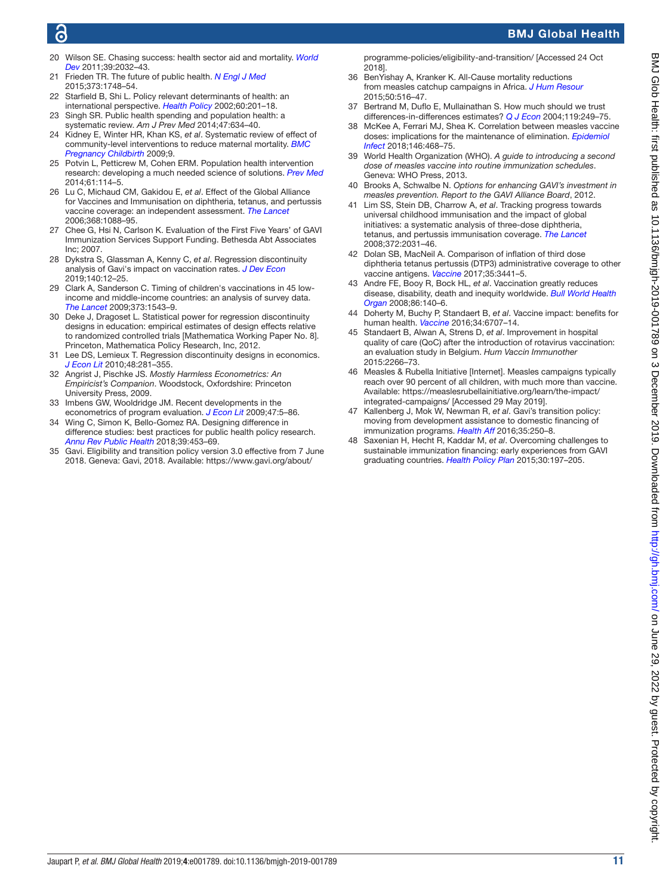20 Wilson SE. Chasing success: health sector aid and mortality. *World Dev* 2011;39:2032–43.
21 Frieden TR. The future of public health. *N Engl J Med* 2015;373:1748–54.
22 Starfield B, Shi L. Policy relevant determinants of health: an international perspective. *Health Policy* 2002;60:201–18.
23 Singh SR. Public health spending and population health: a systematic review. *Am J Prev Med* 2014;47:634–40.
24 Kidney E, Winter HR, Khan KS, *et al*. Systematic review of effect of community-level interventions to reduce maternal mortality. *BMC Pregnancy Childbirth* 2009;9.
25 Potvin L, Petticrew M, Cohen ERM. Population health intervention research: developing a much needed science of solutions. *Prev Med* 2014;61:114–5.
26 Lu C, Michaud CM, Gakidou E, *et al*. Effect of the Global Alliance for Vaccines and Immunisation on diphtheria, tetanus, and pertussis vaccine coverage: an independent assessment. *The Lancet* 2006;368:1088–95.
27 Chee G, Hsi N, Carlson K. Evaluation of the First Five Years' of GAVI Immunization Services Support Funding. Bethesda Abt Associates Inc; 2007.
28 Dykstra S, Glassman A, Kenny C, *et al*. Regression discontinuity analysis of Gavi's impact on vaccination rates. *J Dev Econ* 2019;140:12–25.
29 Clark A, Sanderson C. Timing of children's vaccinations in 45 low-income and middle-income countries: an analysis of survey data. *The Lancet* 2009;373:1543–9.
30 Deke J, Dragoset L. Statistical power for regression discontinuity designs in education: empirical estimates of design effects relative to randomized controlled trials [Mathematica Working Paper No. 8]. Princeton, Mathematica Policy Research, Inc, 2012.
31 Lee DS, Lemieux T. Regression discontinuity designs in economics. *J Econ Lit* 2010;48:281–355.
32 Angrist J, Pischke JS. *Mostly Harmless Econometrics: An Empiricist's Companion*. Woodstock, Oxfordshire: Princeton University Press, 2009.
33 Imbens GW, Wooldridge JM. Recent developments in the econometrics of program evaluation. *J Econ Lit* 2009;47:5–86.
34 Wing C, Simon K, Bello-Gomez RA. Designing difference in difference studies: best practices for public health policy research. *Annu Rev Public Health* 2018;39:453–69.
35 Gavi. Eligibility and transition policy version 3.0 effective from 7 June 2018. Geneva: Gavi, 2018. Available: https://www.gavi.org/about/programme-policies/eligibility-and-transition/ [Accessed 24 Oct 2018].
36 BenYishay A, Kranker K. All-Cause mortality reductions from measles catchup campaigns in Africa. *J Hum Resour* 2015;50:516–47.
37 Bertrand M, Duflo E, Mullainathan S. How much should we trust differences-in-differences estimates? *Q J Econ* 2004;119:249–75.
38 McKee A, Ferrari MJ, Shea K. Correlation between measles vaccine doses: implications for the maintenance of elimination. *Epidemiol Infect* 2018;146:468–75.
39 World Health Organization (WHO). *A guide to introducing a second dose of measles vaccine into routine immunization schedules*. Geneva: WHO Press, 2013.
40 Brooks A, Schwalbe N. *Options for enhancing GAVI's investment in measles prevention. Report to the GAVI Alliance Board*, 2012.
41 Lim SS, Stein DB, Charrow A, *et al*. Tracking progress towards universal childhood immunisation and the impact of global initiatives: a systematic analysis of three-dose diphtheria, tetanus, and pertussis immunisation coverage. *The Lancet* 2008;372:2031–46.
42 Dolan SB, MacNeil A. Comparison of inflation of third dose diphtheria tetanus pertussis (DTP3) administrative coverage to other vaccine antigens. *Vaccine* 2017;35:3441–5.
43 Andre FE, Booy R, Bock HL, *et al*. Vaccination greatly reduces disease, disability, death and inequity worldwide. *Bull World Health Organ* 2008;86:140–6.
44 Doherty M, Buchy P, Standaert B, *et al*. Vaccine impact: benefits for human health. *Vaccine* 2016;34:6707–14.
45 Standaert B, Alwan A, Strens D, *et al*. Improvement in hospital quality of care (QoC) after the introduction of rotavirus vaccination: an evaluation study in Belgium. *Hum Vaccin Immunother* 2015:2266–73.
46 Measles & Rubella Initiative [Internet]. Measles campaigns typically reach over 90 percent of all children, with much more than vaccine. Available: https://measlesrubellainitiative.org/learn/the-impact/integrated-campaigns/ [Accessed 29 May 2019].
47 Kallenberg J, Mok W, Newman R, *et al*. Gavi's transition policy: moving from development assistance to domestic financing of immunization programs. *Health Aff* 2016;35:250–8.
48 Saxenian H, Hecht R, Kaddar M, *et al*. Overcoming challenges to sustainable immunization financing: early experiences from GAVI graduating countries. *Health Policy Plan* 2015;30:197–205.